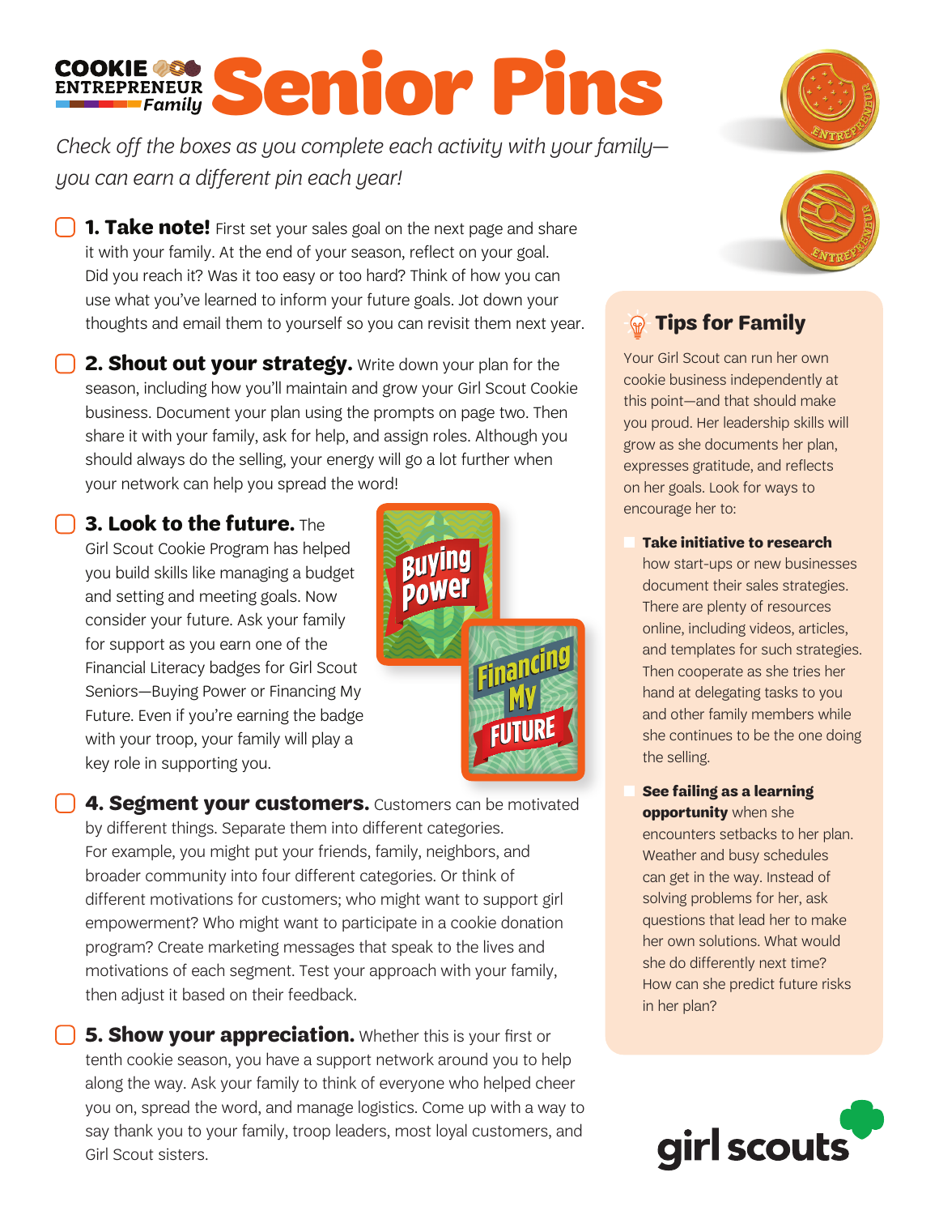COOKIE ENTREPRENEUR *Family*

# Senior Pins

*Check off the boxes as you complete each activity with your family—you can earn a different pin each year!*

- [ ] **1. Take note!** First set your sales goal on the next page and share it with your family. At the end of your season, reflect on your goal. Did you reach it? Was it too easy or too hard? Think of how you can use what you've learned to inform your future goals. Jot down your thoughts and email them to yourself so you can revisit them next year.

- [ ] **2. Shout out your strategy.** Write down your plan for the season, including how you'll maintain and grow your Girl Scout Cookie business. Document your plan using the prompts on page two. Then share it with your family, ask for help, and assign roles. Although you should always do the selling, your energy will go a lot further when your network can help you spread the word!

- [ ] **3. Look to the future.** The Girl Scout Cookie Program has helped you build skills like managing a budget and setting and meeting goals. Now consider your future. Ask your family for support as you earn one of the Financial Literacy badges for Girl Scout Seniors—Buying Power or Financing My Future. Even if you're earning the badge with your troop, your family will play a key role in supporting you.

- [ ] **4. Segment your customers.** Customers can be motivated by different things. Separate them into different categories. For example, you might put your friends, family, neighbors, and broader community into four different categories. Or think of different motivations for customers; who might want to support girl empowerment? Who might want to participate in a cookie donation program? Create marketing messages that speak to the lives and motivations of each segment. Test your approach with your family, then adjust it based on their feedback.

- [ ] **5. Show your appreciation.** Whether this is your first or tenth cookie season, you have a support network around you to help along the way. Ask your family to think of everyone who helped cheer you on, spread the word, and manage logistics. Come up with a way to say thank you to your family, troop leaders, most loyal customers, and Girl Scout sisters.

## Tips for Family

Your Girl Scout can run her own cookie business independently at this point—and that should make you proud. Her leadership skills will grow as she documents her plan, expresses gratitude, and reflects on her goals. Look for ways to encourage her to:

- **Take initiative to research** how start-ups or new businesses document their sales strategies. There are plenty of resources online, including videos, articles, and templates for such strategies. Then cooperate as she tries her hand at delegating tasks to you and other family members while she continues to be the one doing the selling.

- **See failing as a learning opportunity** when she encounters setbacks to her plan. Weather and busy schedules can get in the way. Instead of solving problems for her, ask questions that lead her to make her own solutions. What would she do differently next time? How can she predict future risks in her plan?

girl scouts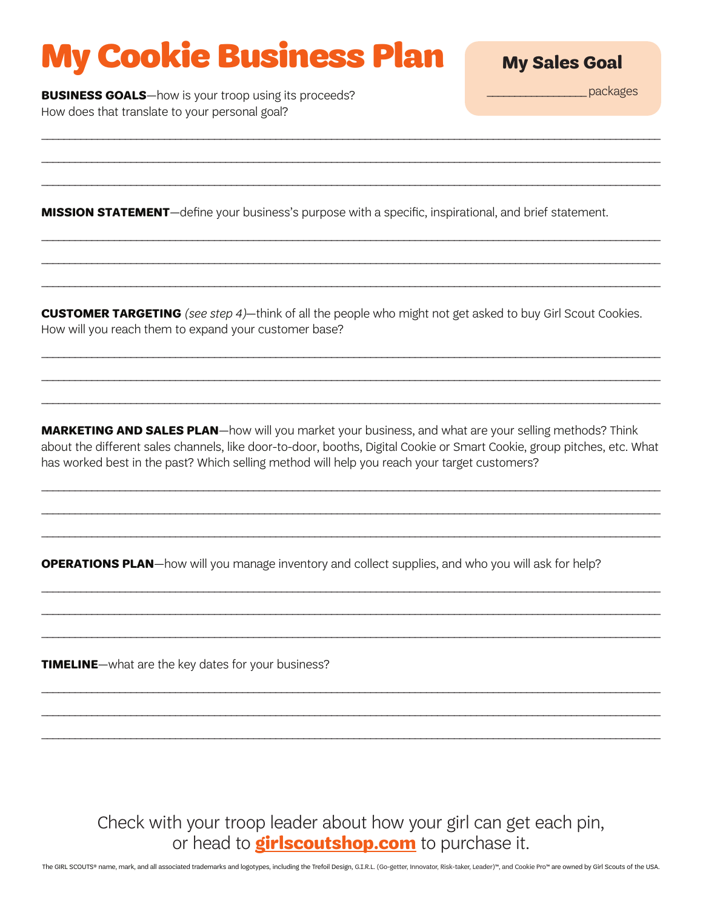# My Cookie Business Plan

## My Sales Goal

_______________ packages

**BUSINESS GOALS**—how is your troop using its proceeds? How does that translate to your personal goal?

______________________________________________________________________________

______________________________________________________________________________

______________________________________________________________________________

**MISSION STATEMENT**—define your business's purpose with a specific, inspirational, and brief statement.

______________________________________________________________________________

______________________________________________________________________________

______________________________________________________________________________

**CUSTOMER TARGETING** *(see step 4)*—think of all the people who might not get asked to buy Girl Scout Cookies. How will you reach them to expand your customer base?

______________________________________________________________________________

______________________________________________________________________________

______________________________________________________________________________

**MARKETING AND SALES PLAN**—how will you market your business, and what are your selling methods? Think about the different sales channels, like door-to-door, booths, Digital Cookie or Smart Cookie, group pitches, etc. What has worked best in the past? Which selling method will help you reach your target customers?

______________________________________________________________________________

______________________________________________________________________________

______________________________________________________________________________

**OPERATIONS PLAN**—how will you manage inventory and collect supplies, and who you will ask for help?

______________________________________________________________________________

______________________________________________________________________________

______________________________________________________________________________

**TIMELINE**—what are the key dates for your business?

______________________________________________________________________________

______________________________________________________________________________

______________________________________________________________________________

Check with your troop leader about how your girl can get each pin, or head to **girlscoutshop.com** to purchase it.

The GIRL SCOUTS® name, mark, and all associated trademarks and logotypes, including the Trefoil Design, G.I.R.L. (Go-getter, Innovator, Risk-taker, Leader)™, and Cookie Pro™ are owned by Girl Scouts of the USA.